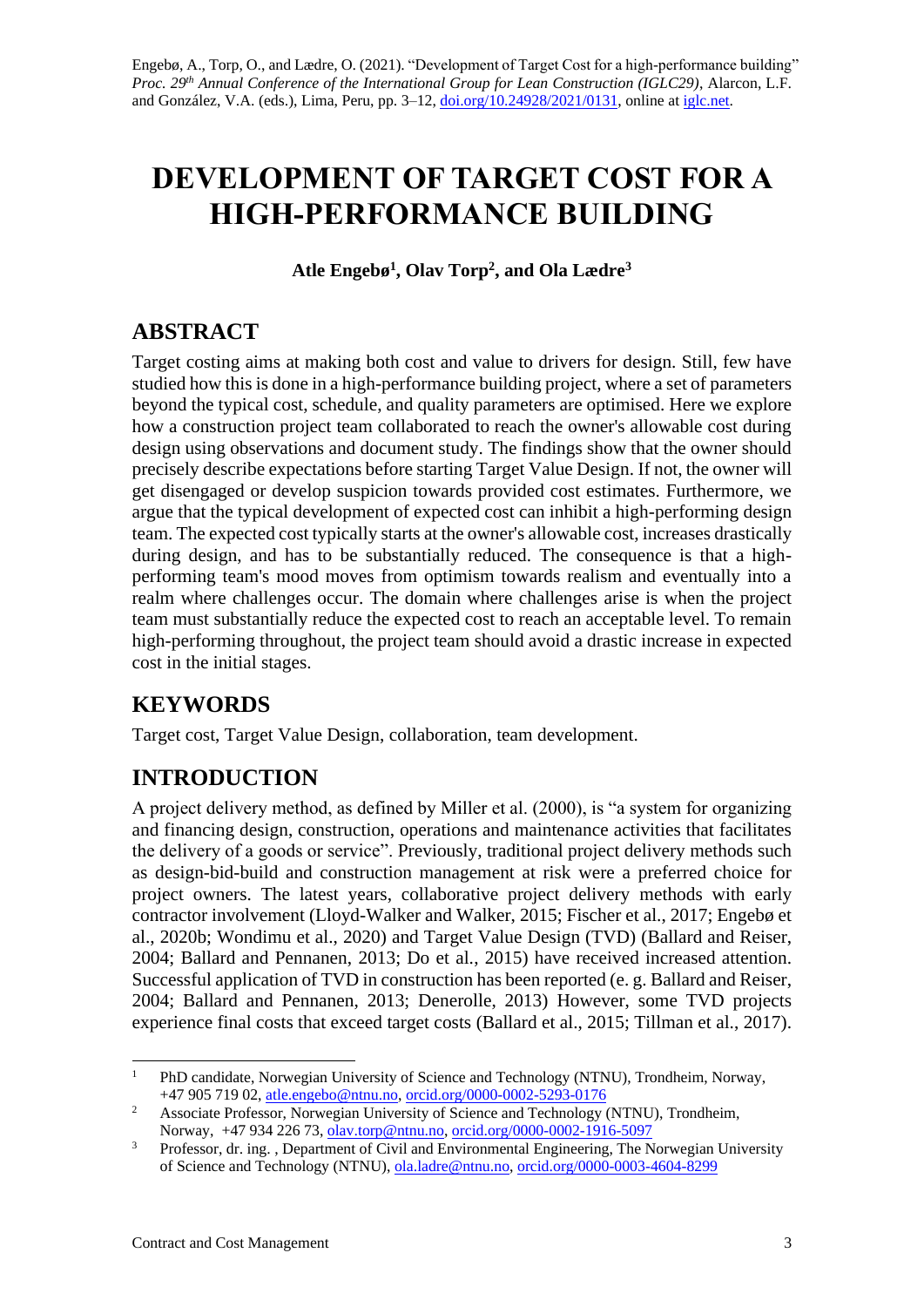Engebø, A., Torp, O., and Lædre, O. (2021). "Development of Target Cost for a high-performance building" *Proc. 29th Annual Conference of the International Group for Lean Construction (IGLC29)*, Alarcon, L.F. and González, V.A. (eds.), Lima, Peru, pp. 3–12, doi.org/10.24928/2021/0131, online at iglc.net.

# DEVELOPMENT OF TARGET COST FOR A HIGH-PERFORMANCE BUILDING

**Atle Engebø[1], Olav Torp[2], and Ola Lædre[3]**

## ABSTRACT

Target costing aims at making both cost and value to drivers for design. Still, few have studied how this is done in a high-performance building project, where a set of parameters beyond the typical cost, schedule, and quality parameters are optimised. Here we explore how a construction project team collaborated to reach the owner's allowable cost during design using observations and document study. The findings show that the owner should precisely describe expectations before starting Target Value Design. If not, the owner will get disengaged or develop suspicion towards provided cost estimates. Furthermore, we argue that the typical development of expected cost can inhibit a high-performing design team. The expected cost typically starts at the owner's allowable cost, increases drastically during design, and has to be substantially reduced. The consequence is that a high-performing team's mood moves from optimism towards realism and eventually into a realm where challenges occur. The domain where challenges arise is when the project team must substantially reduce the expected cost to reach an acceptable level. To remain high-performing throughout, the project team should avoid a drastic increase in expected cost in the initial stages.

## KEYWORDS

Target cost, Target Value Design, collaboration, team development.

## INTRODUCTION

A project delivery method, as defined by Miller et al. (2000), is "a system for organizing and financing design, construction, operations and maintenance activities that facilitates the delivery of a goods or service". Previously, traditional project delivery methods such as design-bid-build and construction management at risk were a preferred choice for project owners. The latest years, collaborative project delivery methods with early contractor involvement (Lloyd-Walker and Walker, 2015; Fischer et al., 2017; Engebø et al., 2020b; Wondimu et al., 2020) and Target Value Design (TVD) (Ballard and Reiser, 2004; Ballard and Pennanen, 2013; Do et al., 2015) have received increased attention. Successful application of TVD in construction has been reported (e. g. Ballard and Reiser, 2004; Ballard and Pennanen, 2013; Denerolle, 2013) However, some TVD projects experience final costs that exceed target costs (Ballard et al., 2015; Tillman et al., 2017).

---

[1] PhD candidate, Norwegian University of Science and Technology (NTNU), Trondheim, Norway, +47 905 719 02, atle.engebo@ntnu.no, orcid.org/0000-0002-5293-0176

[2] Associate Professor, Norwegian University of Science and Technology (NTNU), Trondheim, Norway, +47 934 226 73, olav.torp@ntnu.no, orcid.org/0000-0002-1916-5097

[3] Professor, dr. ing. , Department of Civil and Environmental Engineering, The Norwegian University of Science and Technology (NTNU), ola.ladre@ntnu.no, orcid.org/0000-0003-4604-8299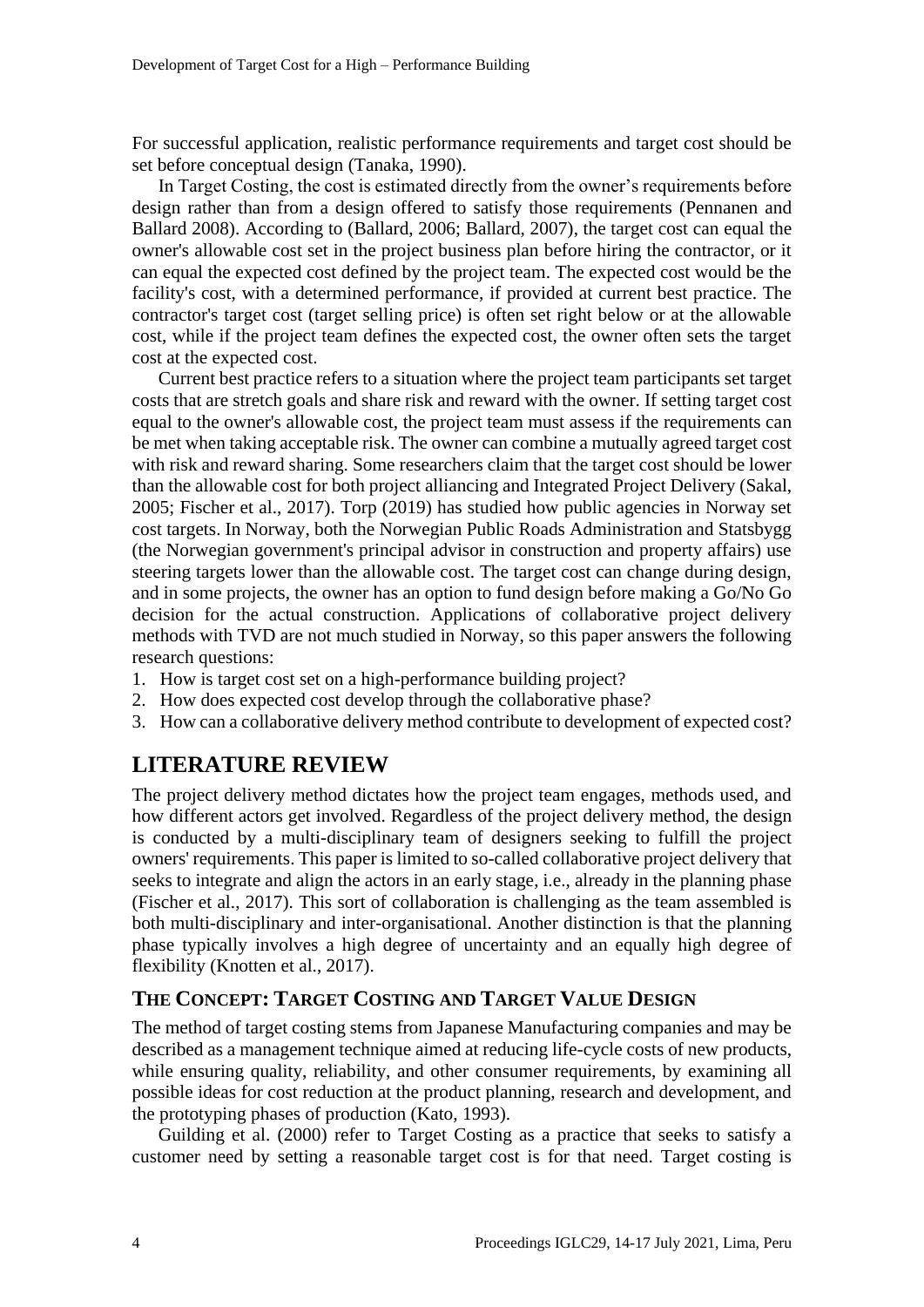For successful application, realistic performance requirements and target cost should be set before conceptual design (Tanaka, 1990).

In Target Costing, the cost is estimated directly from the owner's requirements before design rather than from a design offered to satisfy those requirements (Pennanen and Ballard 2008). According to (Ballard, 2006; Ballard, 2007), the target cost can equal the owner's allowable cost set in the project business plan before hiring the contractor, or it can equal the expected cost defined by the project team. The expected cost would be the facility's cost, with a determined performance, if provided at current best practice. The contractor's target cost (target selling price) is often set right below or at the allowable cost, while if the project team defines the expected cost, the owner often sets the target cost at the expected cost.

Current best practice refers to a situation where the project team participants set target costs that are stretch goals and share risk and reward with the owner. If setting target cost equal to the owner's allowable cost, the project team must assess if the requirements can be met when taking acceptable risk. The owner can combine a mutually agreed target cost with risk and reward sharing. Some researchers claim that the target cost should be lower than the allowable cost for both project alliancing and Integrated Project Delivery (Sakal, 2005; Fischer et al., 2017). Torp (2019) has studied how public agencies in Norway set cost targets. In Norway, both the Norwegian Public Roads Administration and Statsbygg (the Norwegian government's principal advisor in construction and property affairs) use steering targets lower than the allowable cost. The target cost can change during design, and in some projects, the owner has an option to fund design before making a Go/No Go decision for the actual construction. Applications of collaborative project delivery methods with TVD are not much studied in Norway, so this paper answers the following research questions:

1. How is target cost set on a high-performance building project?
2. How does expected cost develop through the collaborative phase?
3. How can a collaborative delivery method contribute to development of expected cost?

## LITERATURE REVIEW

The project delivery method dictates how the project team engages, methods used, and how different actors get involved. Regardless of the project delivery method, the design is conducted by a multi-disciplinary team of designers seeking to fulfill the project owners' requirements. This paper is limited to so-called collaborative project delivery that seeks to integrate and align the actors in an early stage, i.e., already in the planning phase (Fischer et al., 2017). This sort of collaboration is challenging as the team assembled is both multi-disciplinary and inter-organisational. Another distinction is that the planning phase typically involves a high degree of uncertainty and an equally high degree of flexibility (Knotten et al., 2017).

### THE CONCEPT: TARGET COSTING AND TARGET VALUE DESIGN

The method of target costing stems from Japanese Manufacturing companies and may be described as a management technique aimed at reducing life-cycle costs of new products, while ensuring quality, reliability, and other consumer requirements, by examining all possible ideas for cost reduction at the product planning, research and development, and the prototyping phases of production (Kato, 1993).

Guilding et al. (2000) refer to Target Costing as a practice that seeks to satisfy a customer need by setting a reasonable target cost is for that need. Target costing is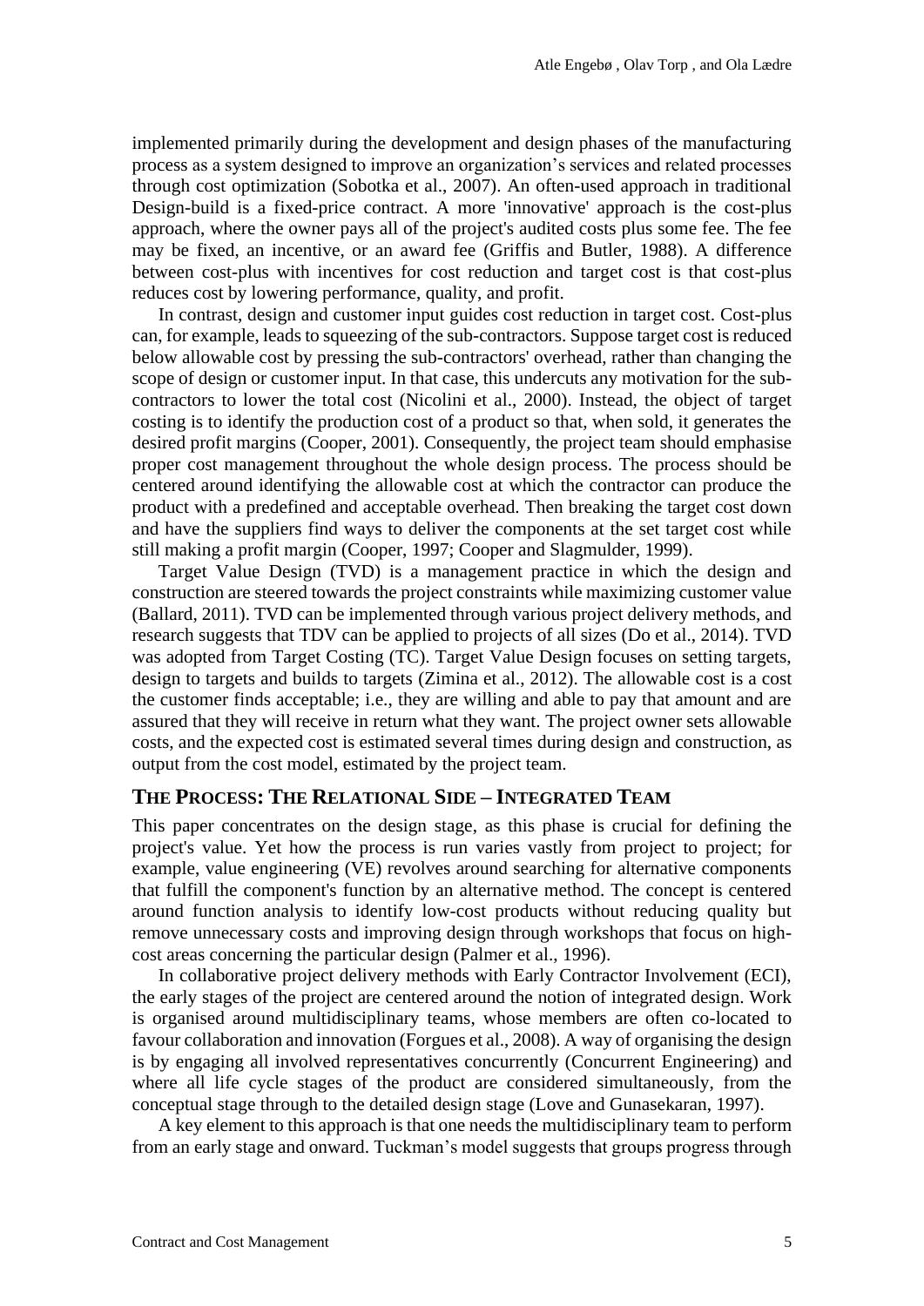implemented primarily during the development and design phases of the manufacturing process as a system designed to improve an organization's services and related processes through cost optimization (Sobotka et al., 2007). An often-used approach in traditional Design-build is a fixed-price contract. A more 'innovative' approach is the cost-plus approach, where the owner pays all of the project's audited costs plus some fee. The fee may be fixed, an incentive, or an award fee (Griffis and Butler, 1988). A difference between cost-plus with incentives for cost reduction and target cost is that cost-plus reduces cost by lowering performance, quality, and profit.

In contrast, design and customer input guides cost reduction in target cost. Cost-plus can, for example, leads to squeezing of the sub-contractors. Suppose target cost is reduced below allowable cost by pressing the sub-contractors' overhead, rather than changing the scope of design or customer input. In that case, this undercuts any motivation for the sub-contractors to lower the total cost (Nicolini et al., 2000). Instead, the object of target costing is to identify the production cost of a product so that, when sold, it generates the desired profit margins (Cooper, 2001). Consequently, the project team should emphasise proper cost management throughout the whole design process. The process should be centered around identifying the allowable cost at which the contractor can produce the product with a predefined and acceptable overhead. Then breaking the target cost down and have the suppliers find ways to deliver the components at the set target cost while still making a profit margin (Cooper, 1997; Cooper and Slagmulder, 1999).

Target Value Design (TVD) is a management practice in which the design and construction are steered towards the project constraints while maximizing customer value (Ballard, 2011). TVD can be implemented through various project delivery methods, and research suggests that TDV can be applied to projects of all sizes (Do et al., 2014). TVD was adopted from Target Costing (TC). Target Value Design focuses on setting targets, design to targets and builds to targets (Zimina et al., 2012). The allowable cost is a cost the customer finds acceptable; i.e., they are willing and able to pay that amount and are assured that they will receive in return what they want. The project owner sets allowable costs, and the expected cost is estimated several times during design and construction, as output from the cost model, estimated by the project team.

## THE PROCESS: THE RELATIONAL SIDE – INTEGRATED TEAM

This paper concentrates on the design stage, as this phase is crucial for defining the project's value. Yet how the process is run varies vastly from project to project; for example, value engineering (VE) revolves around searching for alternative components that fulfill the component's function by an alternative method. The concept is centered around function analysis to identify low-cost products without reducing quality but remove unnecessary costs and improving design through workshops that focus on high-cost areas concerning the particular design (Palmer et al., 1996).

In collaborative project delivery methods with Early Contractor Involvement (ECI), the early stages of the project are centered around the notion of integrated design. Work is organised around multidisciplinary teams, whose members are often co-located to favour collaboration and innovation (Forgues et al., 2008). A way of organising the design is by engaging all involved representatives concurrently (Concurrent Engineering) and where all life cycle stages of the product are considered simultaneously, from the conceptual stage through to the detailed design stage (Love and Gunasekaran, 1997).

A key element to this approach is that one needs the multidisciplinary team to perform from an early stage and onward. Tuckman's model suggests that groups progress through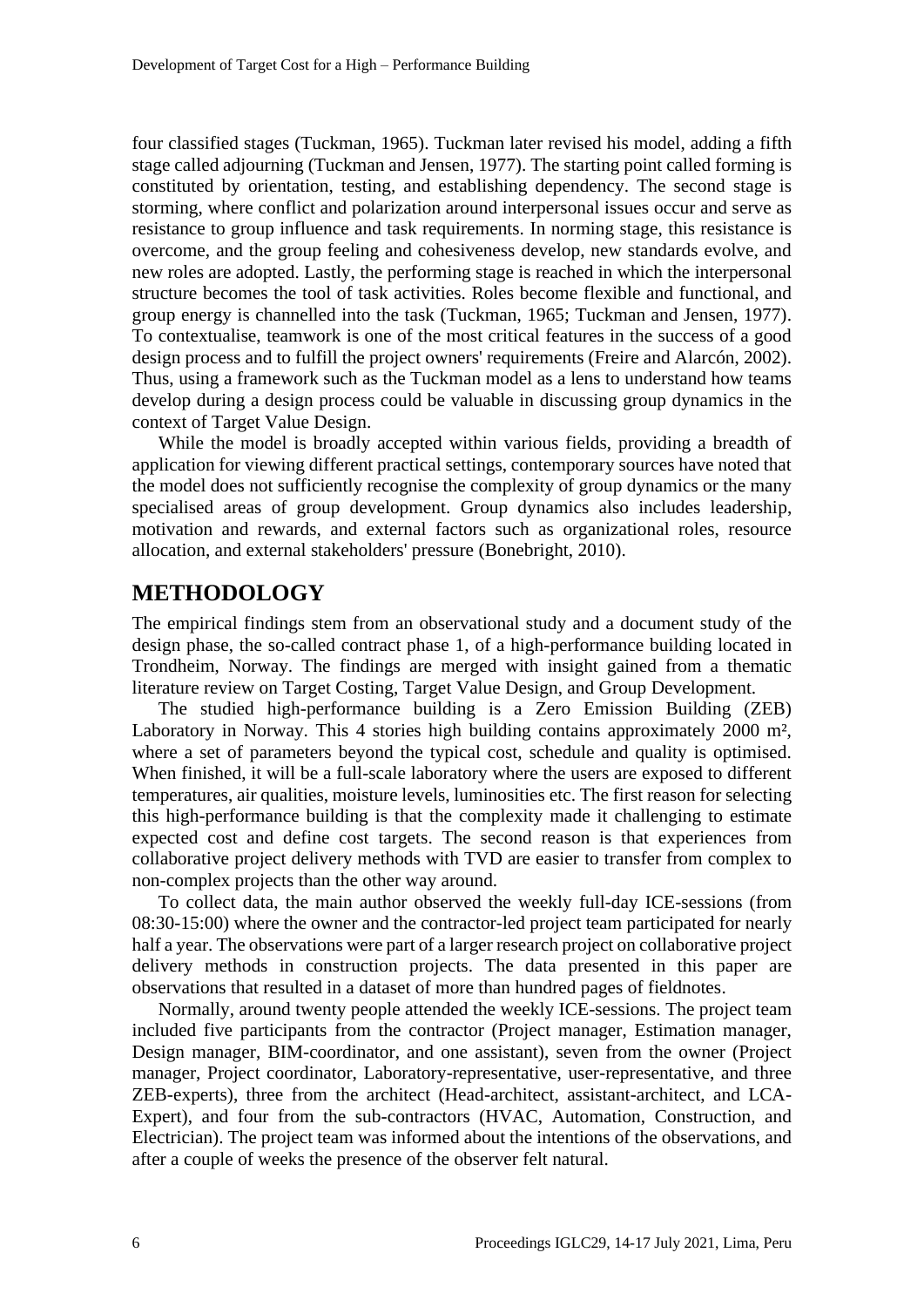four classified stages (Tuckman, 1965). Tuckman later revised his model, adding a fifth stage called adjourning (Tuckman and Jensen, 1977). The starting point called forming is constituted by orientation, testing, and establishing dependency. The second stage is storming, where conflict and polarization around interpersonal issues occur and serve as resistance to group influence and task requirements. In norming stage, this resistance is overcome, and the group feeling and cohesiveness develop, new standards evolve, and new roles are adopted. Lastly, the performing stage is reached in which the interpersonal structure becomes the tool of task activities. Roles become flexible and functional, and group energy is channelled into the task (Tuckman, 1965; Tuckman and Jensen, 1977). To contextualise, teamwork is one of the most critical features in the success of a good design process and to fulfill the project owners' requirements (Freire and Alarcón, 2002). Thus, using a framework such as the Tuckman model as a lens to understand how teams develop during a design process could be valuable in discussing group dynamics in the context of Target Value Design.

While the model is broadly accepted within various fields, providing a breadth of application for viewing different practical settings, contemporary sources have noted that the model does not sufficiently recognise the complexity of group dynamics or the many specialised areas of group development. Group dynamics also includes leadership, motivation and rewards, and external factors such as organizational roles, resource allocation, and external stakeholders' pressure (Bonebright, 2010).

# METHODOLOGY

The empirical findings stem from an observational study and a document study of the design phase, the so-called contract phase 1, of a high-performance building located in Trondheim, Norway. The findings are merged with insight gained from a thematic literature review on Target Costing, Target Value Design, and Group Development.

The studied high-performance building is a Zero Emission Building (ZEB) Laboratory in Norway. This 4 stories high building contains approximately 2000 m², where a set of parameters beyond the typical cost, schedule and quality is optimised. When finished, it will be a full-scale laboratory where the users are exposed to different temperatures, air qualities, moisture levels, luminosities etc. The first reason for selecting this high-performance building is that the complexity made it challenging to estimate expected cost and define cost targets. The second reason is that experiences from collaborative project delivery methods with TVD are easier to transfer from complex to non-complex projects than the other way around.

To collect data, the main author observed the weekly full-day ICE-sessions (from 08:30-15:00) where the owner and the contractor-led project team participated for nearly half a year. The observations were part of a larger research project on collaborative project delivery methods in construction projects. The data presented in this paper are observations that resulted in a dataset of more than hundred pages of fieldnotes.

Normally, around twenty people attended the weekly ICE-sessions. The project team included five participants from the contractor (Project manager, Estimation manager, Design manager, BIM-coordinator, and one assistant), seven from the owner (Project manager, Project coordinator, Laboratory-representative, user-representative, and three ZEB-experts), three from the architect (Head-architect, assistant-architect, and LCA-Expert), and four from the sub-contractors (HVAC, Automation, Construction, and Electrician). The project team was informed about the intentions of the observations, and after a couple of weeks the presence of the observer felt natural.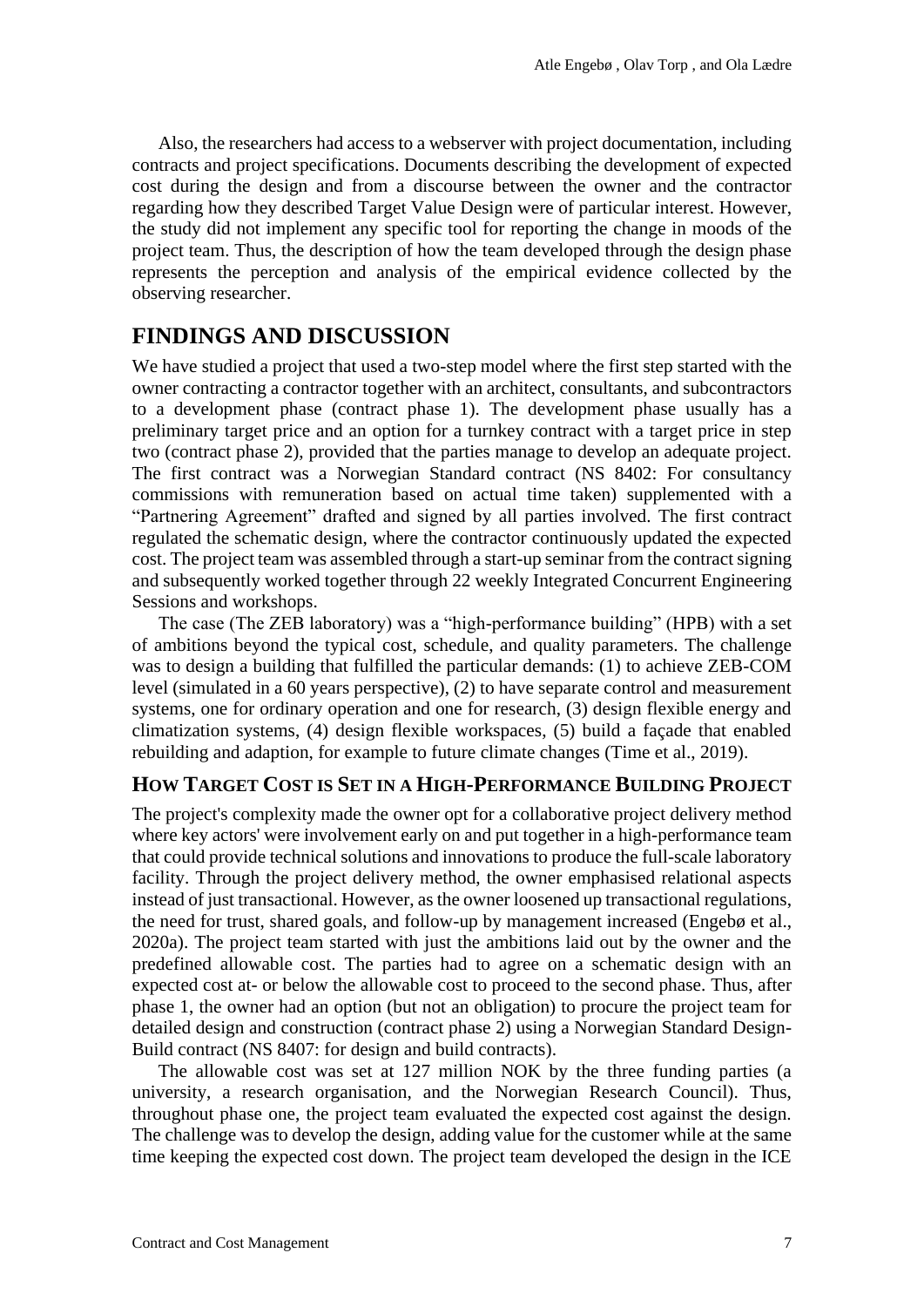Also, the researchers had access to a webserver with project documentation, including contracts and project specifications. Documents describing the development of expected cost during the design and from a discourse between the owner and the contractor regarding how they described Target Value Design were of particular interest. However, the study did not implement any specific tool for reporting the change in moods of the project team. Thus, the description of how the team developed through the design phase represents the perception and analysis of the empirical evidence collected by the observing researcher.

# FINDINGS AND DISCUSSION

We have studied a project that used a two-step model where the first step started with the owner contracting a contractor together with an architect, consultants, and subcontractors to a development phase (contract phase 1). The development phase usually has a preliminary target price and an option for a turnkey contract with a target price in step two (contract phase 2), provided that the parties manage to develop an adequate project. The first contract was a Norwegian Standard contract (NS 8402: For consultancy commissions with remuneration based on actual time taken) supplemented with a "Partnering Agreement" drafted and signed by all parties involved. The first contract regulated the schematic design, where the contractor continuously updated the expected cost. The project team was assembled through a start-up seminar from the contract signing and subsequently worked together through 22 weekly Integrated Concurrent Engineering Sessions and workshops.

The case (The ZEB laboratory) was a "high-performance building" (HPB) with a set of ambitions beyond the typical cost, schedule, and quality parameters. The challenge was to design a building that fulfilled the particular demands: (1) to achieve ZEB-COM level (simulated in a 60 years perspective), (2) to have separate control and measurement systems, one for ordinary operation and one for research, (3) design flexible energy and climatization systems, (4) design flexible workspaces, (5) build a façade that enabled rebuilding and adaption, for example to future climate changes (Time et al., 2019).

## HOW TARGET COST IS SET IN A HIGH-PERFORMANCE BUILDING PROJECT

The project's complexity made the owner opt for a collaborative project delivery method where key actors' were involvement early on and put together in a high-performance team that could provide technical solutions and innovations to produce the full-scale laboratory facility. Through the project delivery method, the owner emphasised relational aspects instead of just transactional. However, as the owner loosened up transactional regulations, the need for trust, shared goals, and follow-up by management increased (Engebø et al., 2020a). The project team started with just the ambitions laid out by the owner and the predefined allowable cost. The parties had to agree on a schematic design with an expected cost at- or below the allowable cost to proceed to the second phase. Thus, after phase 1, the owner had an option (but not an obligation) to procure the project team for detailed design and construction (contract phase 2) using a Norwegian Standard Design-Build contract (NS 8407: for design and build contracts).

The allowable cost was set at 127 million NOK by the three funding parties (a university, a research organisation, and the Norwegian Research Council). Thus, throughout phase one, the project team evaluated the expected cost against the design. The challenge was to develop the design, adding value for the customer while at the same time keeping the expected cost down. The project team developed the design in the ICE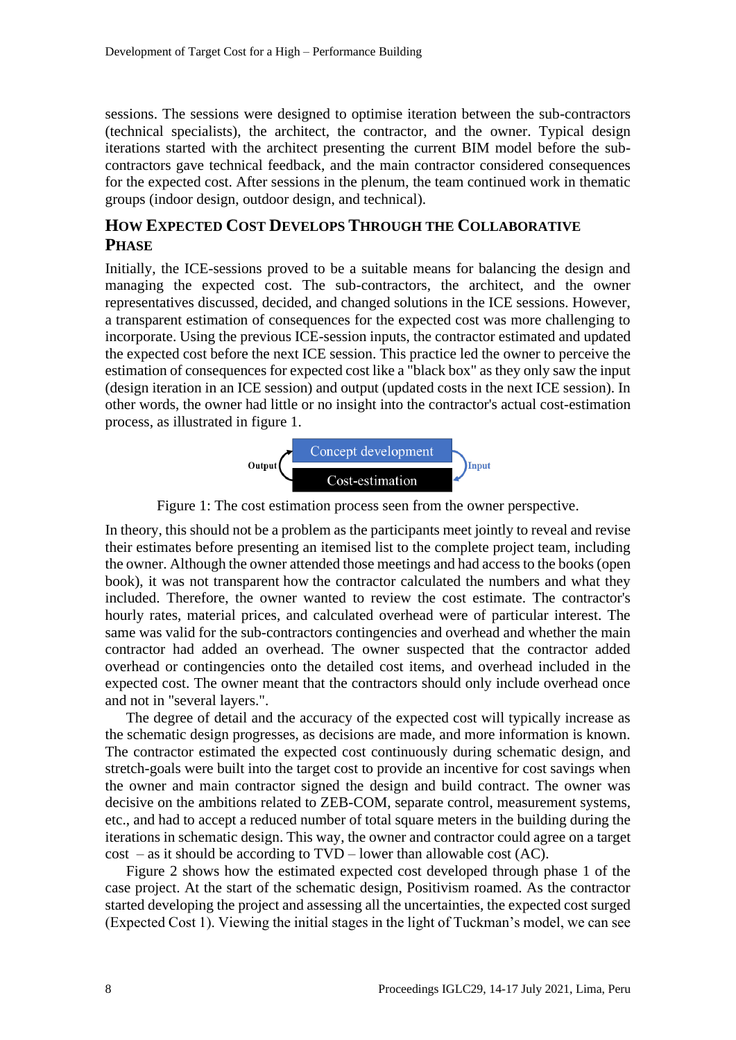sessions. The sessions were designed to optimise iteration between the sub-contractors (technical specialists), the architect, the contractor, and the owner. Typical design iterations started with the architect presenting the current BIM model before the sub-contractors gave technical feedback, and the main contractor considered consequences for the expected cost. After sessions in the plenum, the team continued work in thematic groups (indoor design, outdoor design, and technical).

## How Expected Cost Develops Through the Collaborative Phase

Initially, the ICE-sessions proved to be a suitable means for balancing the design and managing the expected cost. The sub-contractors, the architect, and the owner representatives discussed, decided, and changed solutions in the ICE sessions. However, a transparent estimation of consequences for the expected cost was more challenging to incorporate. Using the previous ICE-session inputs, the contractor estimated and updated the expected cost before the next ICE session. This practice led the owner to perceive the estimation of consequences for expected cost like a "black box" as they only saw the input (design iteration in an ICE session) and output (updated costs in the next ICE session). In other words, the owner had little or no insight into the contractor's actual cost-estimation process, as illustrated in figure 1.

Output | Concept development | Cost-estimation | Input

Figure 1: The cost estimation process seen from the owner perspective.

In theory, this should not be a problem as the participants meet jointly to reveal and revise their estimates before presenting an itemised list to the complete project team, including the owner. Although the owner attended those meetings and had access to the books (open book), it was not transparent how the contractor calculated the numbers and what they included. Therefore, the owner wanted to review the cost estimate. The contractor's hourly rates, material prices, and calculated overhead were of particular interest. The same was valid for the sub-contractors contingencies and overhead and whether the main contractor had added an overhead. The owner suspected that the contractor added overhead or contingencies onto the detailed cost items, and overhead included in the expected cost. The owner meant that the contractors should only include overhead once and not in "several layers.".

The degree of detail and the accuracy of the expected cost will typically increase as the schematic design progresses, as decisions are made, and more information is known. The contractor estimated the expected cost continuously during schematic design, and stretch-goals were built into the target cost to provide an incentive for cost savings when the owner and main contractor signed the design and build contract. The owner was decisive on the ambitions related to ZEB-COM, separate control, measurement systems, etc., and had to accept a reduced number of total square meters in the building during the iterations in schematic design. This way, the owner and contractor could agree on a target cost – as it should be according to TVD – lower than allowable cost (AC).

Figure 2 shows how the estimated expected cost developed through phase 1 of the case project. At the start of the schematic design, Positivism roamed. As the contractor started developing the project and assessing all the uncertainties, the expected cost surged (Expected Cost 1). Viewing the initial stages in the light of Tuckman's model, we can see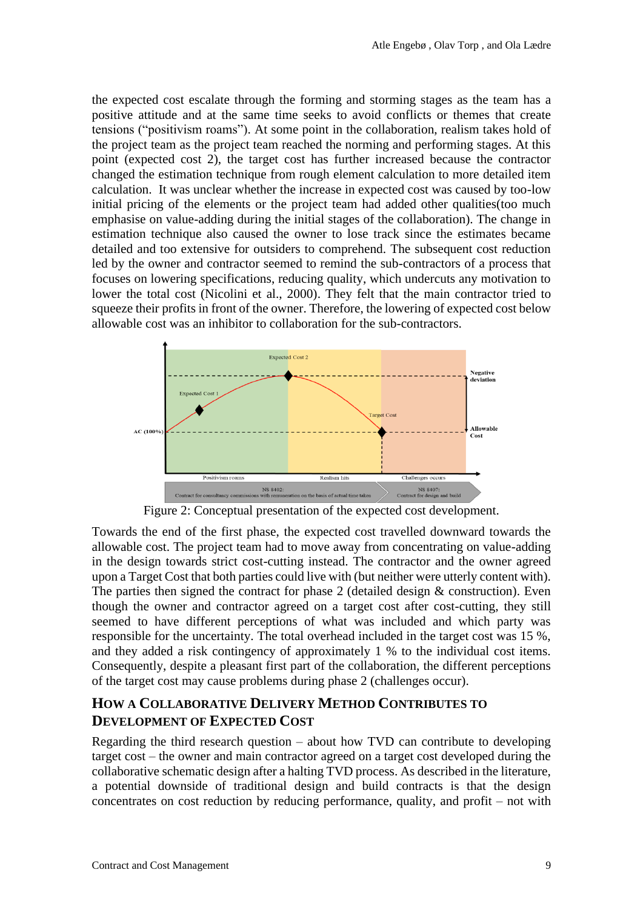the expected cost escalate through the forming and storming stages as the team has a positive attitude and at the same time seeks to avoid conflicts or themes that create tensions ("positivism roams"). At some point in the collaboration, realism takes hold of the project team as the project team reached the norming and performing stages. At this point (expected cost 2), the target cost has further increased because the contractor changed the estimation technique from rough element calculation to more detailed item calculation. It was unclear whether the increase in expected cost was caused by too-low initial pricing of the elements or the project team had added other qualities(too much emphasise on value-adding during the initial stages of the collaboration). The change in estimation technique also caused the owner to lose track since the estimates became detailed and too extensive for outsiders to comprehend. The subsequent cost reduction led by the owner and contractor seemed to remind the sub-contractors of a process that focuses on lowering specifications, reducing quality, which undercuts any motivation to lower the total cost (Nicolini et al., 2000). They felt that the main contractor tried to squeeze their profits in front of the owner. Therefore, the lowering of expected cost below allowable cost was an inhibitor to collaboration for the sub-contractors.

Figure 2: Conceptual presentation of the expected cost development.

Towards the end of the first phase, the expected cost travelled downward towards the allowable cost. The project team had to move away from concentrating on value-adding in the design towards strict cost-cutting instead. The contractor and the owner agreed upon a Target Cost that both parties could live with (but neither were utterly content with). The parties then signed the contract for phase 2 (detailed design & construction). Even though the owner and contractor agreed on a target cost after cost-cutting, they still seemed to have different perceptions of what was included and which party was responsible for the uncertainty. The total overhead included in the target cost was 15 %, and they added a risk contingency of approximately 1 % to the individual cost items. Consequently, despite a pleasant first part of the collaboration, the different perceptions of the target cost may cause problems during phase 2 (challenges occur).

## How a Collaborative Delivery Method Contributes to Development of Expected Cost

Regarding the third research question – about how TVD can contribute to developing target cost – the owner and main contractor agreed on a target cost developed during the collaborative schematic design after a halting TVD process. As described in the literature, a potential downside of traditional design and build contracts is that the design concentrates on cost reduction by reducing performance, quality, and profit – not with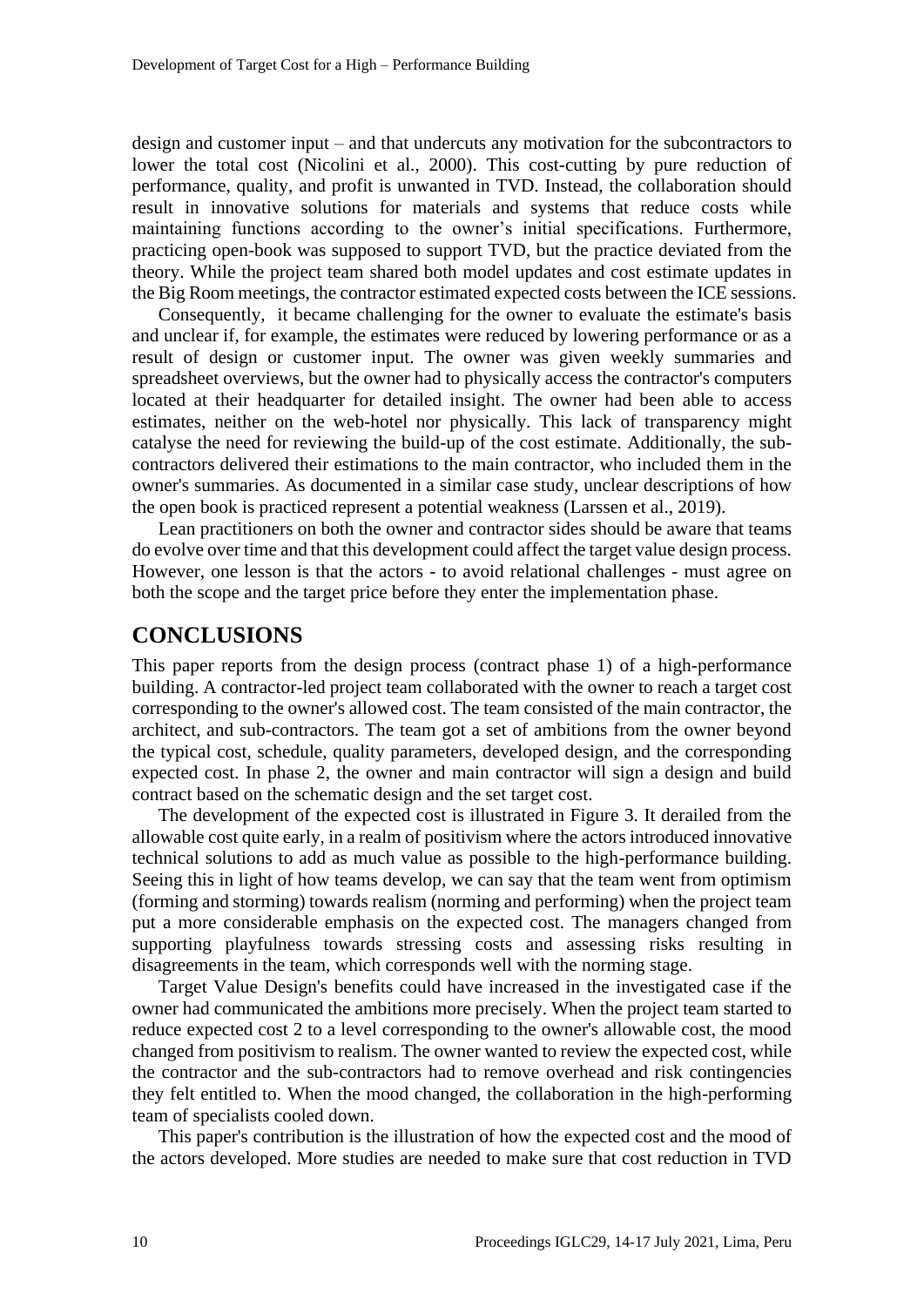design and customer input – and that undercuts any motivation for the subcontractors to lower the total cost (Nicolini et al., 2000). This cost-cutting by pure reduction of performance, quality, and profit is unwanted in TVD. Instead, the collaboration should result in innovative solutions for materials and systems that reduce costs while maintaining functions according to the owner's initial specifications. Furthermore, practicing open-book was supposed to support TVD, but the practice deviated from the theory. While the project team shared both model updates and cost estimate updates in the Big Room meetings, the contractor estimated expected costs between the ICE sessions.

Consequently, it became challenging for the owner to evaluate the estimate's basis and unclear if, for example, the estimates were reduced by lowering performance or as a result of design or customer input. The owner was given weekly summaries and spreadsheet overviews, but the owner had to physically access the contractor's computers located at their headquarter for detailed insight. The owner had been able to access estimates, neither on the web-hotel nor physically. This lack of transparency might catalyse the need for reviewing the build-up of the cost estimate. Additionally, the sub-contractors delivered their estimations to the main contractor, who included them in the owner's summaries. As documented in a similar case study, unclear descriptions of how the open book is practiced represent a potential weakness (Larssen et al., 2019).

Lean practitioners on both the owner and contractor sides should be aware that teams do evolve over time and that this development could affect the target value design process. However, one lesson is that the actors - to avoid relational challenges - must agree on both the scope and the target price before they enter the implementation phase.

## CONCLUSIONS

This paper reports from the design process (contract phase 1) of a high-performance building. A contractor-led project team collaborated with the owner to reach a target cost corresponding to the owner's allowed cost. The team consisted of the main contractor, the architect, and sub-contractors. The team got a set of ambitions from the owner beyond the typical cost, schedule, quality parameters, developed design, and the corresponding expected cost. In phase 2, the owner and main contractor will sign a design and build contract based on the schematic design and the set target cost.

The development of the expected cost is illustrated in Figure 3. It derailed from the allowable cost quite early, in a realm of positivism where the actors introduced innovative technical solutions to add as much value as possible to the high-performance building. Seeing this in light of how teams develop, we can say that the team went from optimism (forming and storming) towards realism (norming and performing) when the project team put a more considerable emphasis on the expected cost. The managers changed from supporting playfulness towards stressing costs and assessing risks resulting in disagreements in the team, which corresponds well with the norming stage.

Target Value Design's benefits could have increased in the investigated case if the owner had communicated the ambitions more precisely. When the project team started to reduce expected cost 2 to a level corresponding to the owner's allowable cost, the mood changed from positivism to realism. The owner wanted to review the expected cost, while the contractor and the sub-contractors had to remove overhead and risk contingencies they felt entitled to. When the mood changed, the collaboration in the high-performing team of specialists cooled down.

This paper's contribution is the illustration of how the expected cost and the mood of the actors developed. More studies are needed to make sure that cost reduction in TVD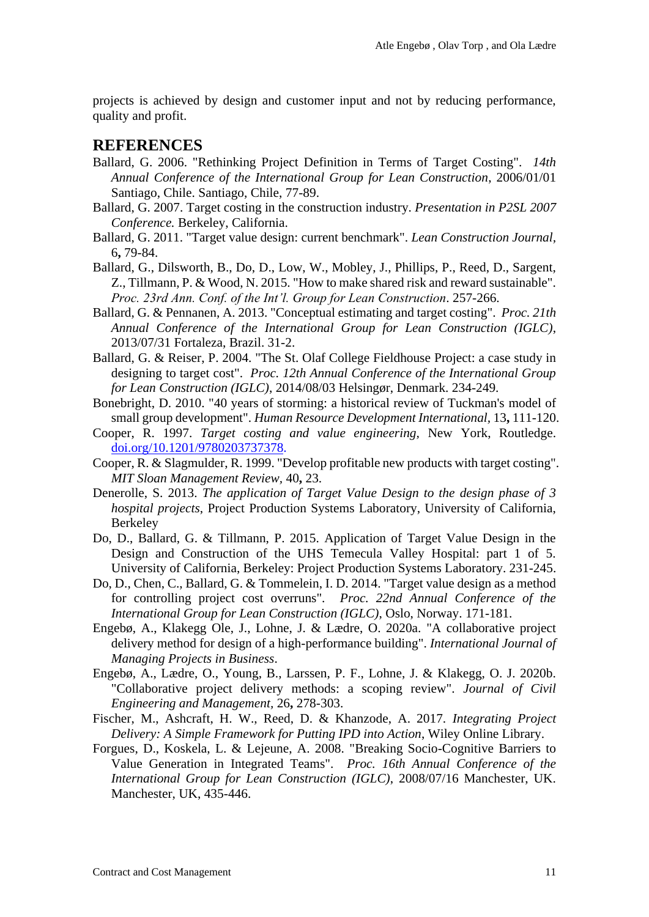projects is achieved by design and customer input and not by reducing performance, quality and profit.

## REFERENCES

Ballard, G. 2006. "Rethinking Project Definition in Terms of Target Costing". *14th Annual Conference of the International Group for Lean Construction*, 2006/01/01 Santiago, Chile. Santiago, Chile, 77-89.

Ballard, G. 2007. Target costing in the construction industry. *Presentation in P2SL 2007 Conference.* Berkeley, California.

Ballard, G. 2011. "Target value design: current benchmark". *Lean Construction Journal*, 6**,** 79-84.

Ballard, G., Dilsworth, B., Do, D., Low, W., Mobley, J., Phillips, P., Reed, D., Sargent, Z., Tillmann, P. & Wood, N. 2015. "How to make shared risk and reward sustainable". *Proc. 23rd Ann. Conf. of the Int'l. Group for Lean Construction*. 257-266.

Ballard, G. & Pennanen, A. 2013. "Conceptual estimating and target costing". *Proc. 21th Annual Conference of the International Group for Lean Construction (IGLC)*, 2013/07/31 Fortaleza, Brazil. 31-2.

Ballard, G. & Reiser, P. 2004. "The St. Olaf College Fieldhouse Project: a case study in designing to target cost". *Proc. 12th Annual Conference of the International Group for Lean Construction (IGLC)*, 2014/08/03 Helsingør, Denmark. 234-249.

Bonebright, D. 2010. "40 years of storming: a historical review of Tuckman's model of small group development". *Human Resource Development International*, 13**,** 111-120.

Cooper, R. 1997. *Target costing and value engineering*, New York, Routledge. doi.org/10.1201/9780203737378.

Cooper, R. & Slagmulder, R. 1999. "Develop profitable new products with target costing". *MIT Sloan Management Review*, 40**,** 23.

Denerolle, S. 2013. *The application of Target Value Design to the design phase of 3 hospital projects*, Project Production Systems Laboratory, University of California, Berkeley

Do, D., Ballard, G. & Tillmann, P. 2015. Application of Target Value Design in the Design and Construction of the UHS Temecula Valley Hospital: part 1 of 5. University of California, Berkeley: Project Production Systems Laboratory. 231-245.

Do, D., Chen, C., Ballard, G. & Tommelein, I. D. 2014. "Target value design as a method for controlling project cost overruns". *Proc. 22nd Annual Conference of the International Group for Lean Construction (IGLC)*, Oslo, Norway. 171-181.

Engebø, A., Klakegg Ole, J., Lohne, J. & Lædre, O. 2020a. "A collaborative project delivery method for design of a high-performance building". *International Journal of Managing Projects in Business*.

Engebø, A., Lædre, O., Young, B., Larssen, P. F., Lohne, J. & Klakegg, O. J. 2020b. "Collaborative project delivery methods: a scoping review". *Journal of Civil Engineering and Management*, 26**,** 278-303.

Fischer, M., Ashcraft, H. W., Reed, D. & Khanzode, A. 2017. *Integrating Project Delivery: A Simple Framework for Putting IPD into Action*, Wiley Online Library.

Forgues, D., Koskela, L. & Lejeune, A. 2008. "Breaking Socio-Cognitive Barriers to Value Generation in Integrated Teams". *Proc. 16th Annual Conference of the International Group for Lean Construction (IGLC)*, 2008/07/16 Manchester, UK. Manchester, UK, 435-446.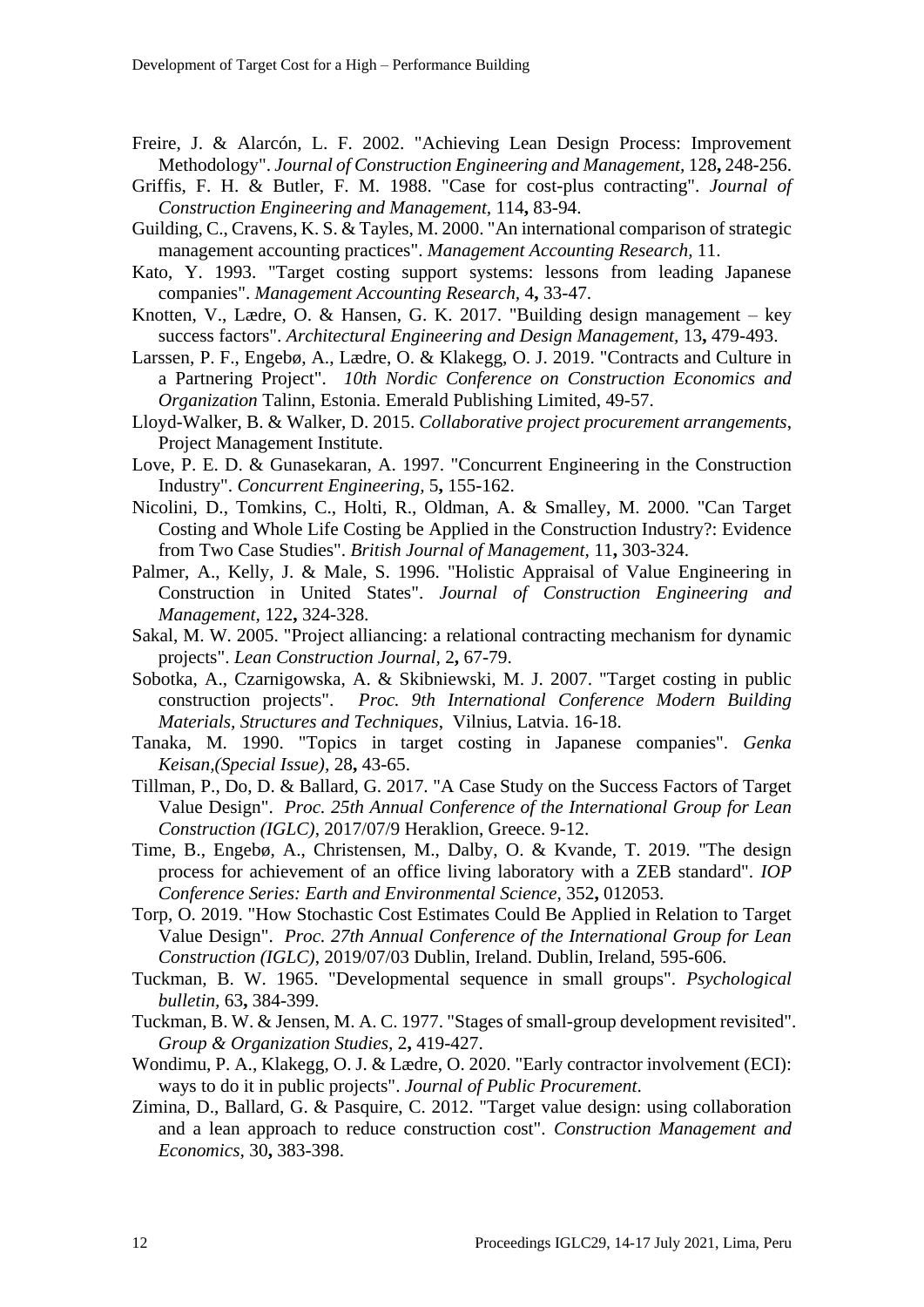Freire, J. & Alarcón, L. F. 2002. "Achieving Lean Design Process: Improvement Methodology". *Journal of Construction Engineering and Management,* 128**,** 248-256.

Griffis, F. H. & Butler, F. M. 1988. "Case for cost-plus contracting". *Journal of Construction Engineering and Management,* 114**,** 83-94.

Guilding, C., Cravens, K. S. & Tayles, M. 2000. "An international comparison of strategic management accounting practices". *Management Accounting Research,* 11.

Kato, Y. 1993. "Target costing support systems: lessons from leading Japanese companies". *Management Accounting Research,* 4**,** 33-47.

Knotten, V., Lædre, O. & Hansen, G. K. 2017. "Building design management – key success factors". *Architectural Engineering and Design Management,* 13**,** 479-493.

Larssen, P. F., Engebø, A., Lædre, O. & Klakegg, O. J. 2019. "Contracts and Culture in a Partnering Project". *10th Nordic Conference on Construction Economics and Organization* Talinn, Estonia. Emerald Publishing Limited, 49-57.

Lloyd-Walker, B. & Walker, D. 2015. *Collaborative project procurement arrangements*, Project Management Institute.

Love, P. E. D. & Gunasekaran, A. 1997. "Concurrent Engineering in the Construction Industry". *Concurrent Engineering,* 5**,** 155-162.

Nicolini, D., Tomkins, C., Holti, R., Oldman, A. & Smalley, M. 2000. "Can Target Costing and Whole Life Costing be Applied in the Construction Industry?: Evidence from Two Case Studies". *British Journal of Management,* 11**,** 303-324.

Palmer, A., Kelly, J. & Male, S. 1996. "Holistic Appraisal of Value Engineering in Construction in United States". *Journal of Construction Engineering and Management,* 122**,** 324-328.

Sakal, M. W. 2005. "Project alliancing: a relational contracting mechanism for dynamic projects". *Lean Construction Journal,* 2**,** 67-79.

Sobotka, A., Czarnigowska, A. & Skibniewski, M. J. 2007. "Target costing in public construction projects". *Proc. 9th International Conference Modern Building Materials, Structures and Techniques*, Vilnius, Latvia. 16-18.

Tanaka, M. 1990. "Topics in target costing in Japanese companies". *Genka Keisan,(Special Issue),* 28**,** 43-65.

Tillman, P., Do, D. & Ballard, G. 2017. "A Case Study on the Success Factors of Target Value Design". *Proc. 25th Annual Conference of the International Group for Lean Construction (IGLC)*, 2017/07/9 Heraklion, Greece. 9-12.

Time, B., Engebø, A., Christensen, M., Dalby, O. & Kvande, T. 2019. "The design process for achievement of an office living laboratory with a ZEB standard". *IOP Conference Series: Earth and Environmental Science,* 352**,** 012053.

Torp, O. 2019. "How Stochastic Cost Estimates Could Be Applied in Relation to Target Value Design". *Proc. 27th Annual Conference of the International Group for Lean Construction (IGLC)*, 2019/07/03 Dublin, Ireland. Dublin, Ireland, 595-606.

Tuckman, B. W. 1965. "Developmental sequence in small groups". *Psychological bulletin,* 63**,** 384-399.

Tuckman, B. W. & Jensen, M. A. C. 1977. "Stages of small-group development revisited". *Group & Organization Studies,* 2**,** 419-427.

Wondimu, P. A., Klakegg, O. J. & Lædre, O. 2020. "Early contractor involvement (ECI): ways to do it in public projects". *Journal of Public Procurement*.

Zimina, D., Ballard, G. & Pasquire, C. 2012. "Target value design: using collaboration and a lean approach to reduce construction cost". *Construction Management and Economics,* 30**,** 383-398.